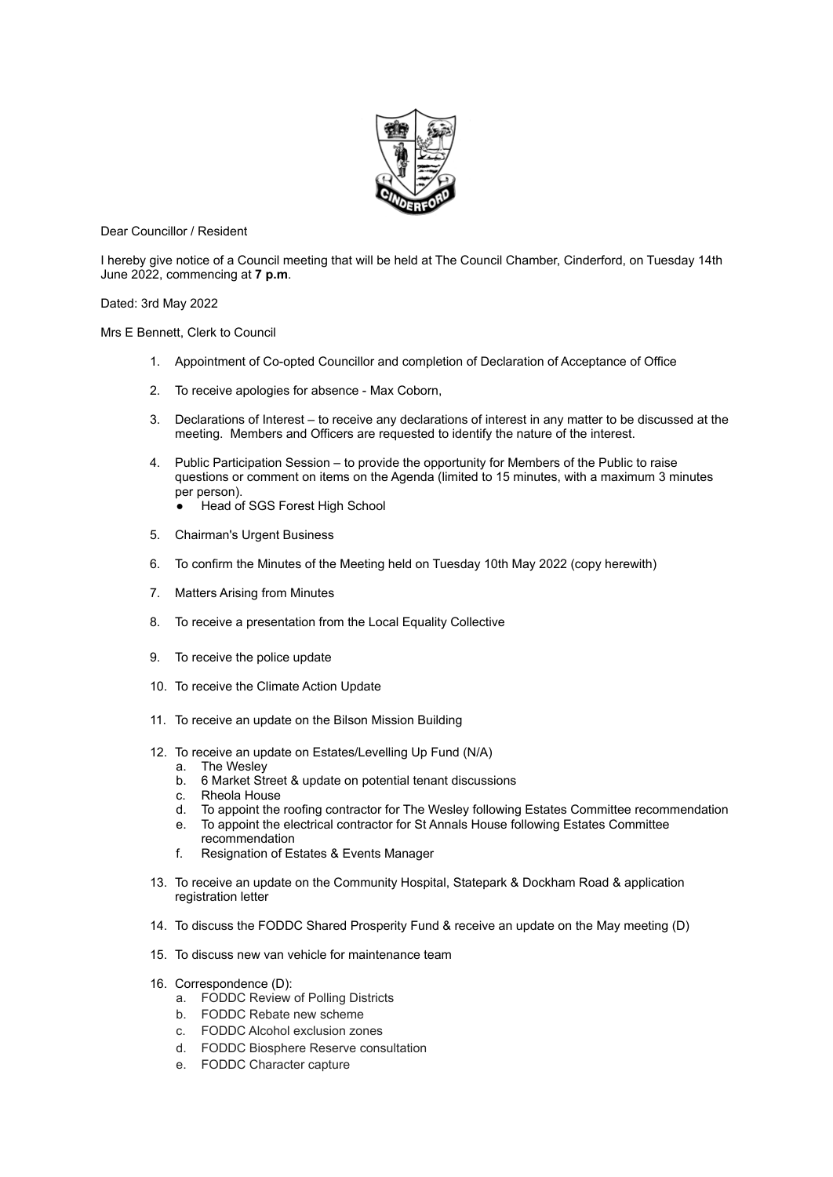Dear Councillor / Resident

I hereby give notice of a Council meeting that will be held at The Council Chamber, Cinderford, on Tuesday 14th June 2022, commencing at **7 p.m**.

Dated: 3rd May 2022

Mrs E Bennett, Clerk to Council

1. Appointment of Co-opted Councillor and completion of Declaration of Acceptance of Office

2. To receive apologies for absence - Max Coborn,

3. Declarations of Interest – to receive any declarations of interest in any matter to be discussed at the meeting. Members and Officers are requested to identify the nature of the interest.

4. Public Participation Session – to provide the opportunity for Members of the Public to raise questions or comment on items on the Agenda (limited to 15 minutes, with a maximum 3 minutes per person).
   - Head of SGS Forest High School

5. Chairman's Urgent Business

6. To confirm the Minutes of the Meeting held on Tuesday 10th May 2022 (copy herewith)

7. Matters Arising from Minutes

8. To receive a presentation from the Local Equality Collective

9. To receive the police update

10. To receive the Climate Action Update

11. To receive an update on the Bilson Mission Building

12. To receive an update on Estates/Levelling Up Fund (N/A)
    a. The Wesley
    b. 6 Market Street & update on potential tenant discussions
    c. Rheola House
    d. To appoint the roofing contractor for The Wesley following Estates Committee recommendation
    e. To appoint the electrical contractor for St Annals House following Estates Committee recommendation
    f. Resignation of Estates & Events Manager

13. To receive an update on the Community Hospital, Statepark & Dockham Road & application registration letter

14. To discuss the FODDC Shared Prosperity Fund & receive an update on the May meeting (D)

15. To discuss new van vehicle for maintenance team

16. Correspondence (D):
    a. FODDC Review of Polling Districts
    b. FODDC Rebate new scheme
    c. FODDC Alcohol exclusion zones
    d. FODDC Biosphere Reserve consultation
    e. FODDC Character capture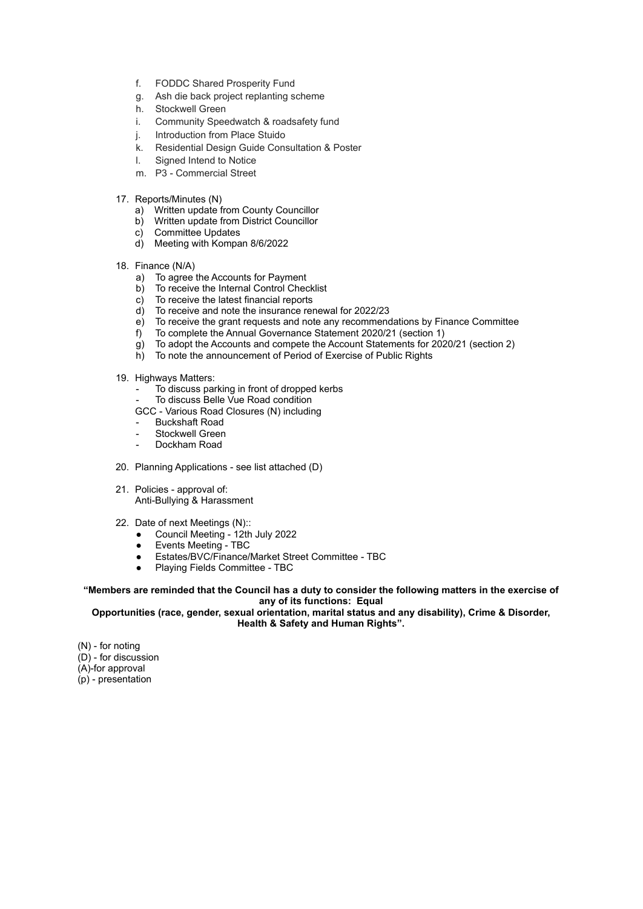f. FODDC Shared Prosperity Fund
g. Ash die back project replanting scheme
h. Stockwell Green
i. Community Speedwatch & roadsafety fund
j. Introduction from Place Stuido
k. Residential Design Guide Consultation & Poster
l. Signed Intend to Notice
m. P3 - Commercial Street

17. Reports/Minutes (N)
    a) Written update from County Councillor
    b) Written update from District Councillor
    c) Committee Updates
    d) Meeting with Kompan 8/6/2022

18. Finance (N/A)
    a) To agree the Accounts for Payment
    b) To receive the Internal Control Checklist
    c) To receive the latest financial reports
    d) To receive and note the insurance renewal for 2022/23
    e) To receive the grant requests and note any recommendations by Finance Committee
    f) To complete the Annual Governance Statement 2020/21 (section 1)
    g) To adopt the Accounts and compete the Account Statements for 2020/21 (section 2)
    h) To note the announcement of Period of Exercise of Public Rights

19. Highways Matters:
    - To discuss parking in front of dropped kerbs
    - To discuss Belle Vue Road condition

    GCC - Various Road Closures (N) including
    - Buckshaft Road
    - Stockwell Green
    - Dockham Road

20. Planning Applications - see list attached (D)

21. Policies - approval of:
    Anti-Bullying & Harassment

22. Date of next Meetings (N)::
    - Council Meeting - 12th July 2022
    - Events Meeting - TBC
    - Estates/BVC/Finance/Market Street Committee - TBC
    - Playing Fields Committee - TBC

**"Members are reminded that the Council has a duty to consider the following matters in the exercise of any of its functions: Equal Opportunities (race, gender, sexual orientation, marital status and any disability), Crime & Disorder, Health & Safety and Human Rights".**

(N) - for noting
(D) - for discussion
(A)-for approval
(p) - presentation